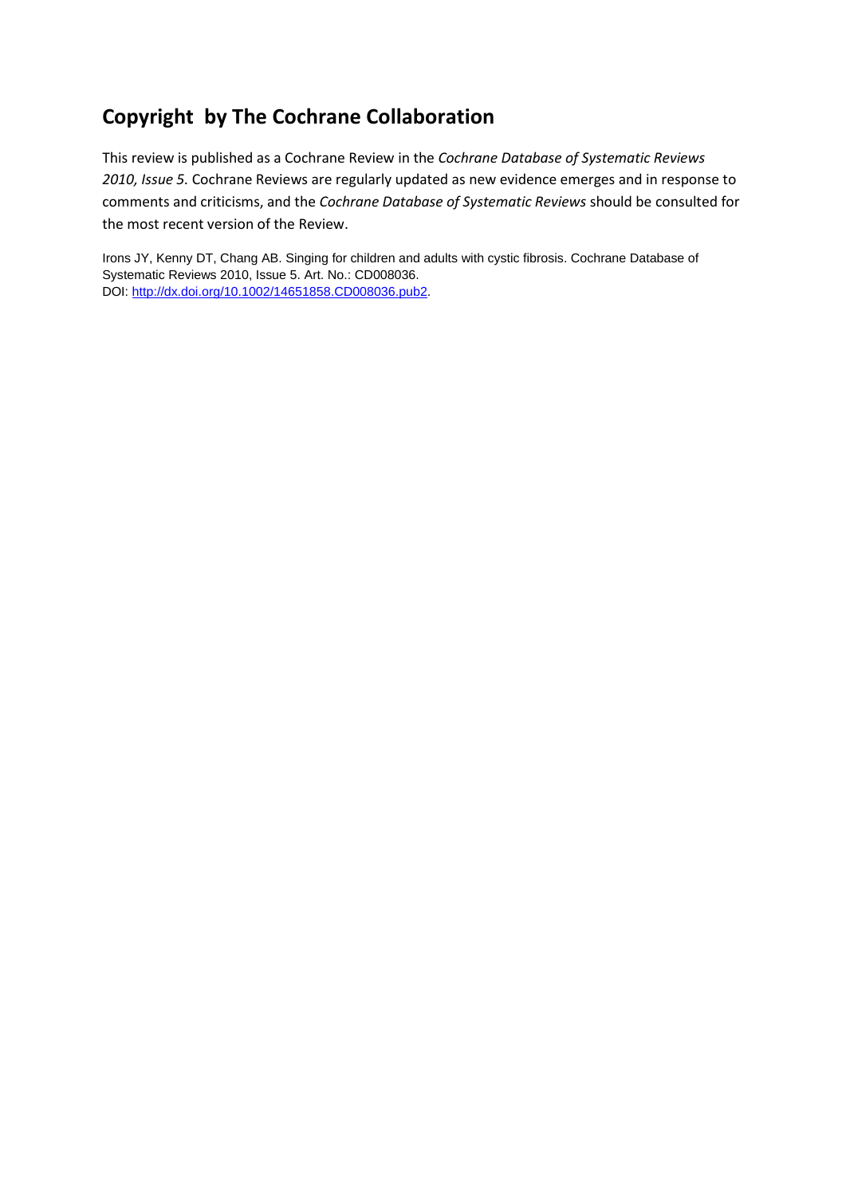## Copyright by The Cochrane Collaboration

This review is published as a Cochrane Review in the *Cochrane Database of Systematic Reviews 2010, Issue 5.* Cochrane Reviews are regularly updated as new evidence emerges and in response to comments and criticisms, and the *Cochrane Database of Systematic Reviews* should be consulted for the most recent version of the Review.

Irons JY, Kenny DT, Chang AB. Singing for children and adults with cystic fibrosis. Cochrane Database of Systematic Reviews 2010, Issue 5. Art. No.: CD008036.
DOI: http://dx.doi.org/10.1002/14651858.CD008036.pub2.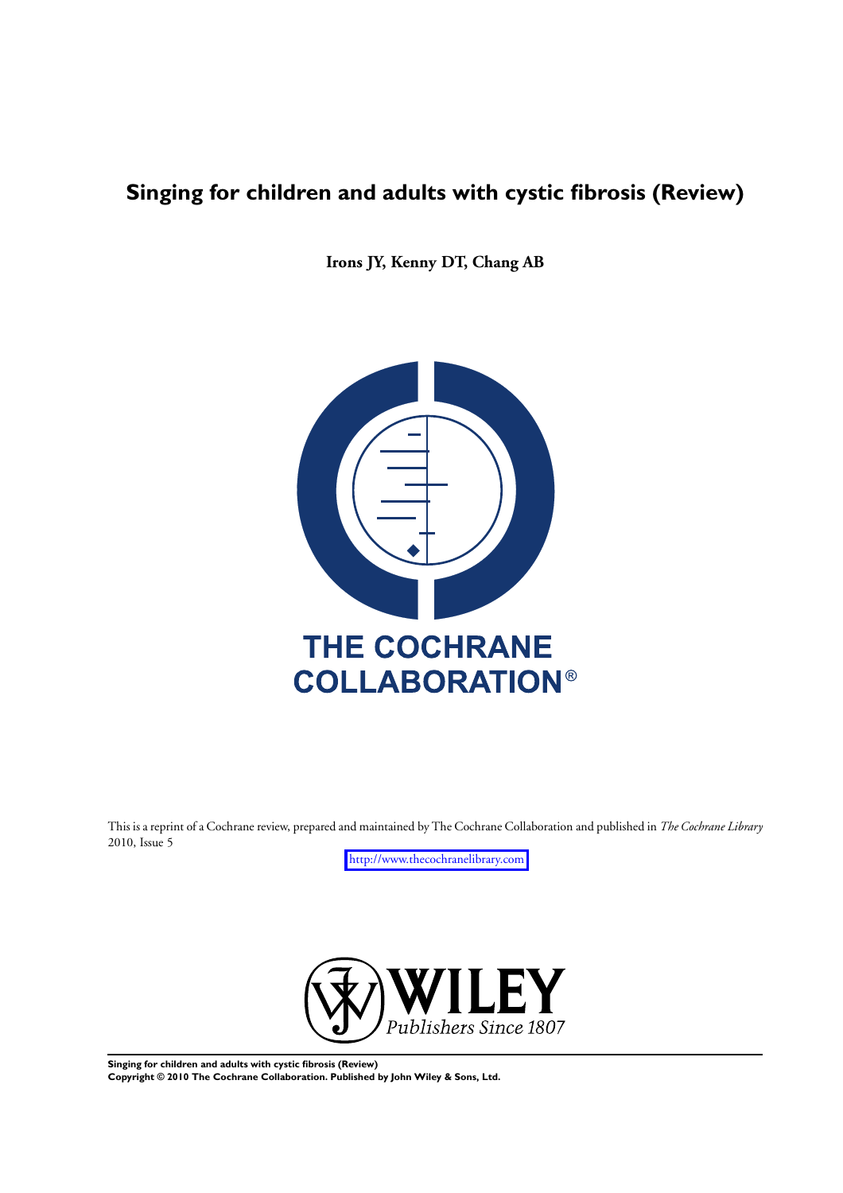# Singing for children and adults with cystic fibrosis (Review)

**Irons JY, Kenny DT, Chang AB**

THE COCHRANE COLLABORATION®

This is a reprint of a Cochrane review, prepared and maintained by The Cochrane Collaboration and published in *The Cochrane Library* 2010, Issue 5

http://www.thecochranelibrary.com

WILEY
*Publishers Since 1807*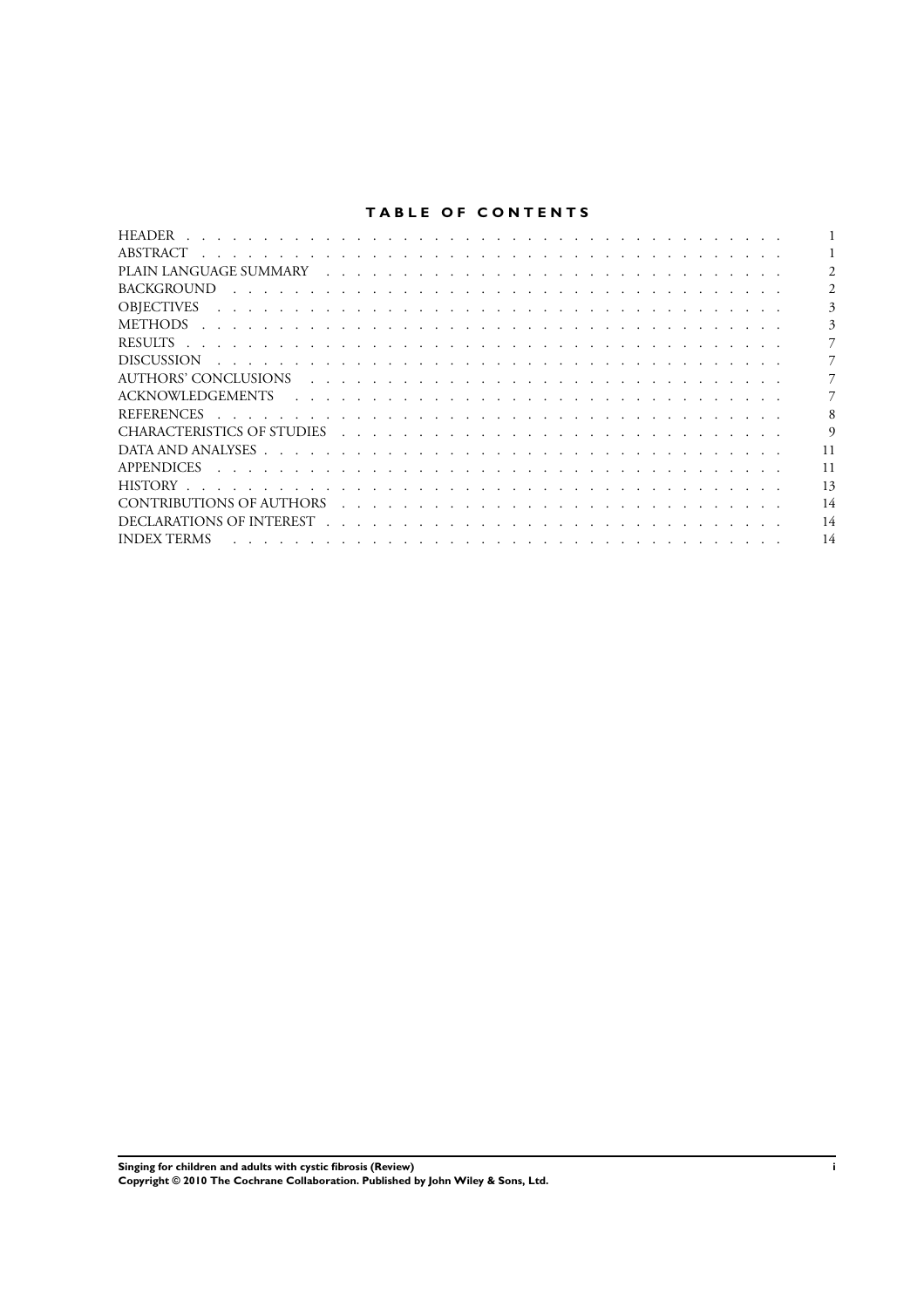# TABLE OF CONTENTS

| Section | Page |
|---|---|
| HEADER | 1 |
| ABSTRACT | 1 |
| PLAIN LANGUAGE SUMMARY | 2 |
| BACKGROUND | 2 |
| OBJECTIVES | 3 |
| METHODS | 3 |
| RESULTS | 7 |
| DISCUSSION | 7 |
| AUTHORS' CONCLUSIONS | 7 |
| ACKNOWLEDGEMENTS | 7 |
| REFERENCES | 8 |
| CHARACTERISTICS OF STUDIES | 9 |
| DATA AND ANALYSES | 11 |
| APPENDICES | 11 |
| HISTORY | 13 |
| CONTRIBUTIONS OF AUTHORS | 14 |
| DECLARATIONS OF INTEREST | 14 |
| INDEX TERMS | 14 |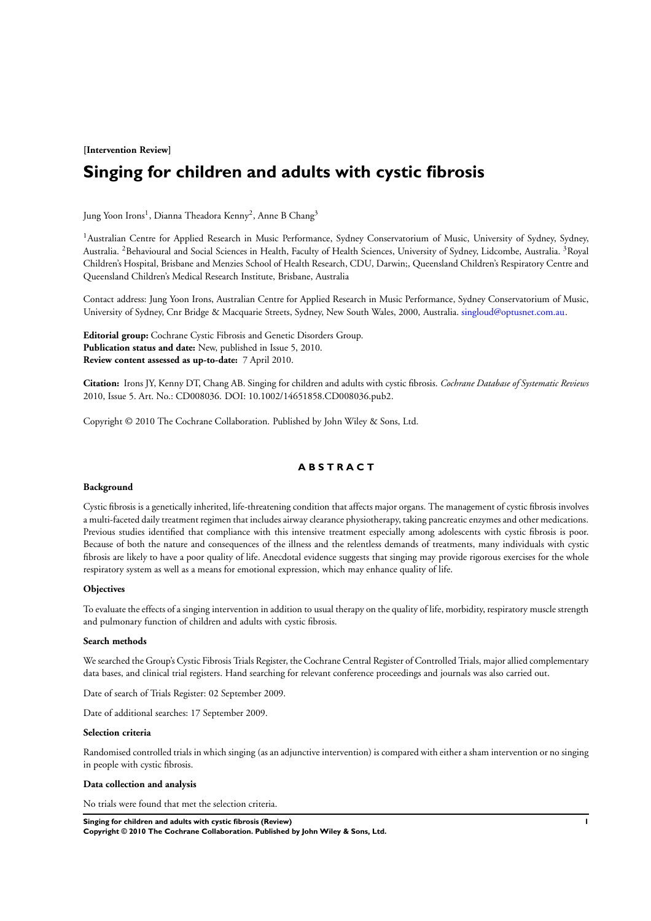**[Intervention Review]**

# Singing for children and adults with cystic fibrosis

Jung Yoon Irons[1], Dianna Theadora Kenny[2], Anne B Chang[3]

[1]Australian Centre for Applied Research in Music Performance, Sydney Conservatorium of Music, University of Sydney, Sydney, Australia. [2]Behavioural and Social Sciences in Health, Faculty of Health Sciences, University of Sydney, Lidcombe, Australia. [3]Royal Children's Hospital, Brisbane and Menzies School of Health Research, CDU, Darwin;, Queensland Children's Respiratory Centre and Queensland Children's Medical Research Institute, Brisbane, Australia

Contact address: Jung Yoon Irons, Australian Centre for Applied Research in Music Performance, Sydney Conservatorium of Music, University of Sydney, Cnr Bridge & Macquarie Streets, Sydney, New South Wales, 2000, Australia. singloud@optusnet.com.au.

**Editorial group:** Cochrane Cystic Fibrosis and Genetic Disorders Group.
**Publication status and date:** New, published in Issue 5, 2010.
**Review content assessed as up-to-date:** 7 April 2010.

**Citation:** Irons JY, Kenny DT, Chang AB. Singing for children and adults with cystic fibrosis. *Cochrane Database of Systematic Reviews* 2010, Issue 5. Art. No.: CD008036. DOI: 10.1002/14651858.CD008036.pub2.

Copyright © 2010 The Cochrane Collaboration. Published by John Wiley & Sons, Ltd.

## ABSTRACT

### Background

Cystic fibrosis is a genetically inherited, life-threatening condition that affects major organs. The management of cystic fibrosis involves a multi-faceted daily treatment regimen that includes airway clearance physiotherapy, taking pancreatic enzymes and other medications. Previous studies identified that compliance with this intensive treatment especially among adolescents with cystic fibrosis is poor. Because of both the nature and consequences of the illness and the relentless demands of treatments, many individuals with cystic fibrosis are likely to have a poor quality of life. Anecdotal evidence suggests that singing may provide rigorous exercises for the whole respiratory system as well as a means for emotional expression, which may enhance quality of life.

### Objectives

To evaluate the effects of a singing intervention in addition to usual therapy on the quality of life, morbidity, respiratory muscle strength and pulmonary function of children and adults with cystic fibrosis.

### Search methods

We searched the Group's Cystic Fibrosis Trials Register, the Cochrane Central Register of Controlled Trials, major allied complementary data bases, and clinical trial registers. Hand searching for relevant conference proceedings and journals was also carried out.

Date of search of Trials Register: 02 September 2009.

Date of additional searches: 17 September 2009.

### Selection criteria

Randomised controlled trials in which singing (as an adjunctive intervention) is compared with either a sham intervention or no singing in people with cystic fibrosis.

### Data collection and analysis

No trials were found that met the selection criteria.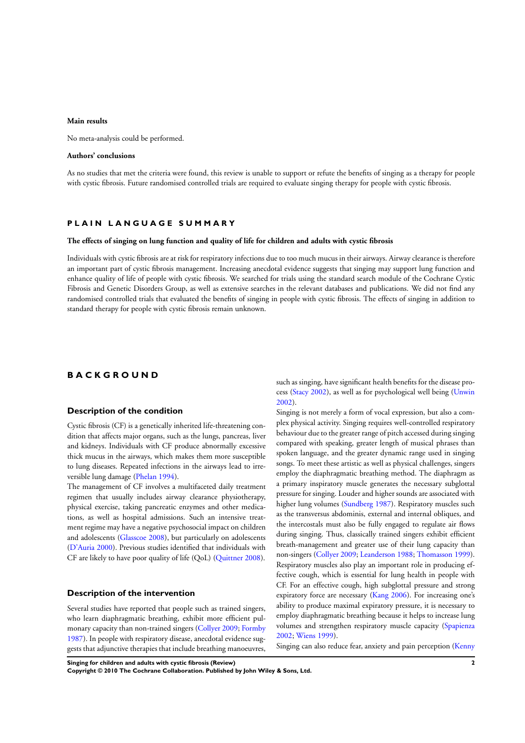**Main results**

No meta-analysis could be performed.

**Authors' conclusions**

As no studies that met the criteria were found, this review is unable to support or refute the benefits of singing as a therapy for people with cystic fibrosis. Future randomised controlled trials are required to evaluate singing therapy for people with cystic fibrosis.

## PLAIN LANGUAGE SUMMARY

**The effects of singing on lung function and quality of life for children and adults with cystic fibrosis**

Individuals with cystic fibrosis are at risk for respiratory infections due to too much mucus in their airways. Airway clearance is therefore an important part of cystic fibrosis management. Increasing anecdotal evidence suggests that singing may support lung function and enhance quality of life of people with cystic fibrosis. We searched for trials using the standard search module of the Cochrane Cystic Fibrosis and Genetic Disorders Group, as well as extensive searches in the relevant databases and publications. We did not find any randomised controlled trials that evaluated the benefits of singing in people with cystic fibrosis. The effects of singing in addition to standard therapy for people with cystic fibrosis remain unknown.

## BACKGROUND

### Description of the condition

Cystic fibrosis (CF) is a genetically inherited life-threatening condition that affects major organs, such as the lungs, pancreas, liver and kidneys. Individuals with CF produce abnormally excessive thick mucus in the airways, which makes them more susceptible to lung diseases. Repeated infections in the airways lead to irreversible lung damage (Phelan 1994).

The management of CF involves a multifaceted daily treatment regimen that usually includes airway clearance physiotherapy, physical exercise, taking pancreatic enzymes and other medications, as well as hospital admissions. Such an intensive treatment regime may have a negative psychosocial impact on children and adolescents (Glasscoe 2008), but particularly on adolescents (D'Auria 2000). Previous studies identified that individuals with CF are likely to have poor quality of life (QoL) (Quittner 2008).

### Description of the intervention

Several studies have reported that people such as trained singers, who learn diaphragmatic breathing, exhibit more efficient pulmonary capacity than non-trained singers (Collyer 2009; Formby 1987). In people with respiratory disease, anecdotal evidence suggests that adjunctive therapies that include breathing manoeuvres, such as singing, have significant health benefits for the disease process (Stacy 2002), as well as for psychological well being (Unwin 2002).

Singing is not merely a form of vocal expression, but also a complex physical activity. Singing requires well-controlled respiratory behaviour due to the greater range of pitch accessed during singing compared with speaking, greater length of musical phrases than spoken language, and the greater dynamic range used in singing songs. To meet these artistic as well as physical challenges, singers employ the diaphragmatic breathing method. The diaphragm as a primary inspiratory muscle generates the necessary subglottal pressure for singing. Louder and higher sounds are associated with higher lung volumes (Sundberg 1987). Respiratory muscles such as the transversus abdominis, external and internal obliques, and the intercostals must also be fully engaged to regulate air flows during singing. Thus, classically trained singers exhibit efficient breath-management and greater use of their lung capacity than non-singers (Collyer 2009; Leanderson 1988; Thomasson 1999). Respiratory muscles also play an important role in producing effective cough, which is essential for lung health in people with CF. For an effective cough, high subglottal pressure and strong expiratory force are necessary (Kang 2006). For increasing one's ability to produce maximal expiratory pressure, it is necessary to employ diaphragmatic breathing because it helps to increase lung volumes and strengthen respiratory muscle capacity (Spapienza 2002; Wiens 1999).

Singing can also reduce fear, anxiety and pain perception (Kenny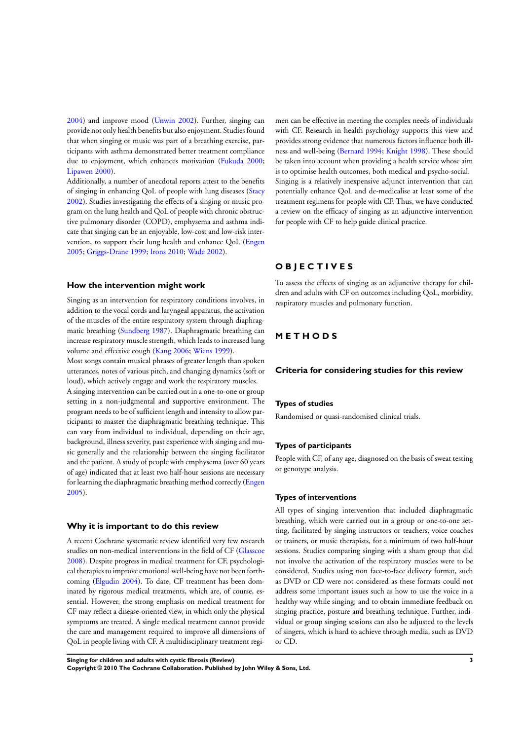2004) and improve mood (Unwin 2002). Further, singing can provide not only health benefits but also enjoyment. Studies found that when singing or music was part of a breathing exercise, participants with asthma demonstrated better treatment compliance due to enjoyment, which enhances motivation (Fukuda 2000; Lipawen 2000).

Additionally, a number of anecdotal reports attest to the benefits of singing in enhancing QoL of people with lung diseases (Stacy 2002). Studies investigating the effects of a singing or music program on the lung health and QoL of people with chronic obstructive pulmonary disorder (COPD), emphysema and asthma indicate that singing can be an enjoyable, low-cost and low-risk intervention, to support their lung health and enhance QoL (Engen 2005; Griggs-Drane 1999; Irons 2010; Wade 2002).

## How the intervention might work

Singing as an intervention for respiratory conditions involves, in addition to the vocal cords and laryngeal apparatus, the activation of the muscles of the entire respiratory system through diaphragmatic breathing (Sundberg 1987). Diaphragmatic breathing can increase respiratory muscle strength, which leads to increased lung volume and effective cough (Kang 2006; Wiens 1999).

Most songs contain musical phrases of greater length than spoken utterances, notes of various pitch, and changing dynamics (soft or loud), which actively engage and work the respiratory muscles.

A singing intervention can be carried out in a one-to-one or group setting in a non-judgmental and supportive environment. The program needs to be of sufficient length and intensity to allow participants to master the diaphragmatic breathing technique. This can vary from individual to individual, depending on their age, background, illness severity, past experience with singing and music generally and the relationship between the singing facilitator and the patient. A study of people with emphysema (over 60 years of age) indicated that at least two half-hour sessions are necessary for learning the diaphragmatic breathing method correctly (Engen 2005).

## Why it is important to do this review

A recent Cochrane systematic review identified very few research studies on non-medical interventions in the field of CF (Glasscoe 2008). Despite progress in medical treatment for CF, psychological therapies to improve emotional well-being have not been forthcoming (Elgudin 2004). To date, CF treatment has been dominated by rigorous medical treatments, which are, of course, essential. However, the strong emphasis on medical treatment for CF may reflect a disease-oriented view, in which only the physical symptoms are treated. A single medical treatment cannot provide the care and management required to improve all dimensions of QoL in people living with CF. A multidisciplinary treatment regimen can be effective in meeting the complex needs of individuals with CF. Research in health psychology supports this view and provides strong evidence that numerous factors influence both illness and well-being (Bernard 1994; Knight 1998). These should be taken into account when providing a health service whose aim is to optimise health outcomes, both medical and psycho-social. Singing is a relatively inexpensive adjunct intervention that can potentially enhance QoL and de-medicalise at least some of the treatment regimens for people with CF. Thus, we have conducted a review on the efficacy of singing as an adjunctive intervention for people with CF to help guide clinical practice.

# OBJECTIVES

To assess the effects of singing as an adjunctive therapy for children and adults with CF on outcomes including QoL, morbidity, respiratory muscles and pulmonary function.

# METHODS

## Criteria for considering studies for this review

### Types of studies

Randomised or quasi-randomised clinical trials.

### Types of participants

People with CF, of any age, diagnosed on the basis of sweat testing or genotype analysis.

### Types of interventions

All types of singing intervention that included diaphragmatic breathing, which were carried out in a group or one-to-one setting, facilitated by singing instructors or teachers, voice coaches or trainers, or music therapists, for a minimum of two half-hour sessions. Studies comparing singing with a sham group that did not involve the activation of the respiratory muscles were to be considered. Studies using non face-to-face delivery format, such as DVD or CD were not considered as these formats could not address some important issues such as how to use the voice in a healthy way while singing, and to obtain immediate feedback on singing practice, posture and breathing technique. Further, individual or group singing sessions can also be adjusted to the levels of singers, which is hard to achieve through media, such as DVD or CD.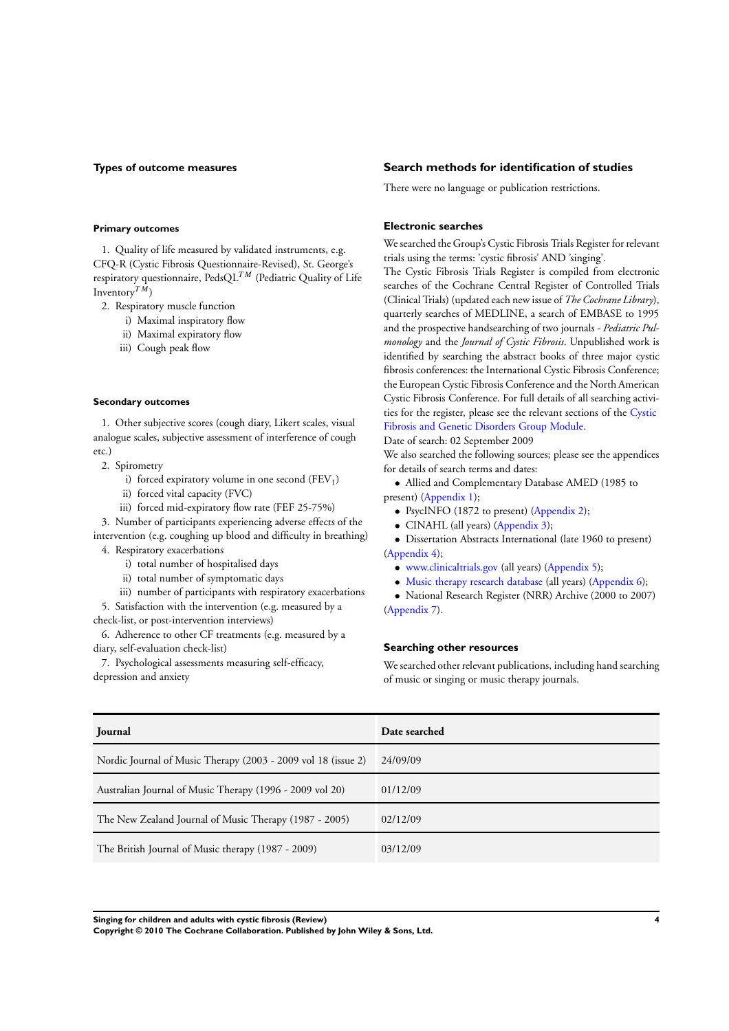### Types of outcome measures

#### Primary outcomes

1. Quality of life measured by validated instruments, e.g. CFQ-R (Cystic Fibrosis Questionnaire-Revised), St. George's respiratory questionnaire, PedsQL$^{TM}$ (Pediatric Quality of Life Inventory$^{TM}$)
2. Respiratory muscle function
   i) Maximal inspiratory flow
   ii) Maximal expiratory flow
   iii) Cough peak flow

#### Secondary outcomes

1. Other subjective scores (cough diary, Likert scales, visual analogue scales, subjective assessment of interference of cough etc.)
2. Spirometry
   i) forced expiratory volume in one second ($FEV_1$)
   ii) forced vital capacity (FVC)
   iii) forced mid-expiratory flow rate (FEF 25-75%)
3. Number of participants experiencing adverse effects of the intervention (e.g. coughing up blood and difficulty in breathing)
4. Respiratory exacerbations
   i) total number of hospitalised days
   ii) total number of symptomatic days
   iii) number of participants with respiratory exacerbations
5. Satisfaction with the intervention (e.g. measured by a check-list, or post-intervention interviews)
6. Adherence to other CF treatments (e.g. measured by a diary, self-evaluation check-list)
7. Psychological assessments measuring self-efficacy, depression and anxiety

## Search methods for identification of studies

There were no language or publication restrictions.

### Electronic searches

We searched the Group's Cystic Fibrosis Trials Register for relevant trials using the terms: 'cystic fibrosis' AND 'singing'.

The Cystic Fibrosis Trials Register is compiled from electronic searches of the Cochrane Central Register of Controlled Trials (Clinical Trials) (updated each new issue of *The Cochrane Library*), quarterly searches of MEDLINE, a search of EMBASE to 1995 and the prospective handsearching of two journals - *Pediatric Pulmonology* and the *Journal of Cystic Fibrosis*. Unpublished work is identified by searching the abstract books of three major cystic fibrosis conferences: the International Cystic Fibrosis Conference; the European Cystic Fibrosis Conference and the North American Cystic Fibrosis Conference. For full details of all searching activities for the register, please see the relevant sections of the Cystic Fibrosis and Genetic Disorders Group Module.

Date of search: 02 September 2009

We also searched the following sources; please see the appendices for details of search terms and dates:

- Allied and Complementary Database AMED (1985 to present) (Appendix 1);
- PsycINFO (1872 to present) (Appendix 2);
- CINAHL (all years) (Appendix 3);
- Dissertation Abstracts International (late 1960 to present) (Appendix 4);
- www.clinicaltrials.gov (all years) (Appendix 5);
- Music therapy research database (all years) (Appendix 6);
- National Research Register (NRR) Archive (2000 to 2007) (Appendix 7).

### Searching other resources

We searched other relevant publications, including hand searching of music or singing or music therapy journals.

| Journal | Date searched |
|---|---|
| Nordic Journal of Music Therapy (2003 - 2009 vol 18 (issue 2) | 24/09/09 |
| Australian Journal of Music Therapy (1996 - 2009 vol 20) | 01/12/09 |
| The New Zealand Journal of Music Therapy (1987 - 2005) | 02/12/09 |
| The British Journal of Music therapy (1987 - 2009) | 03/12/09 |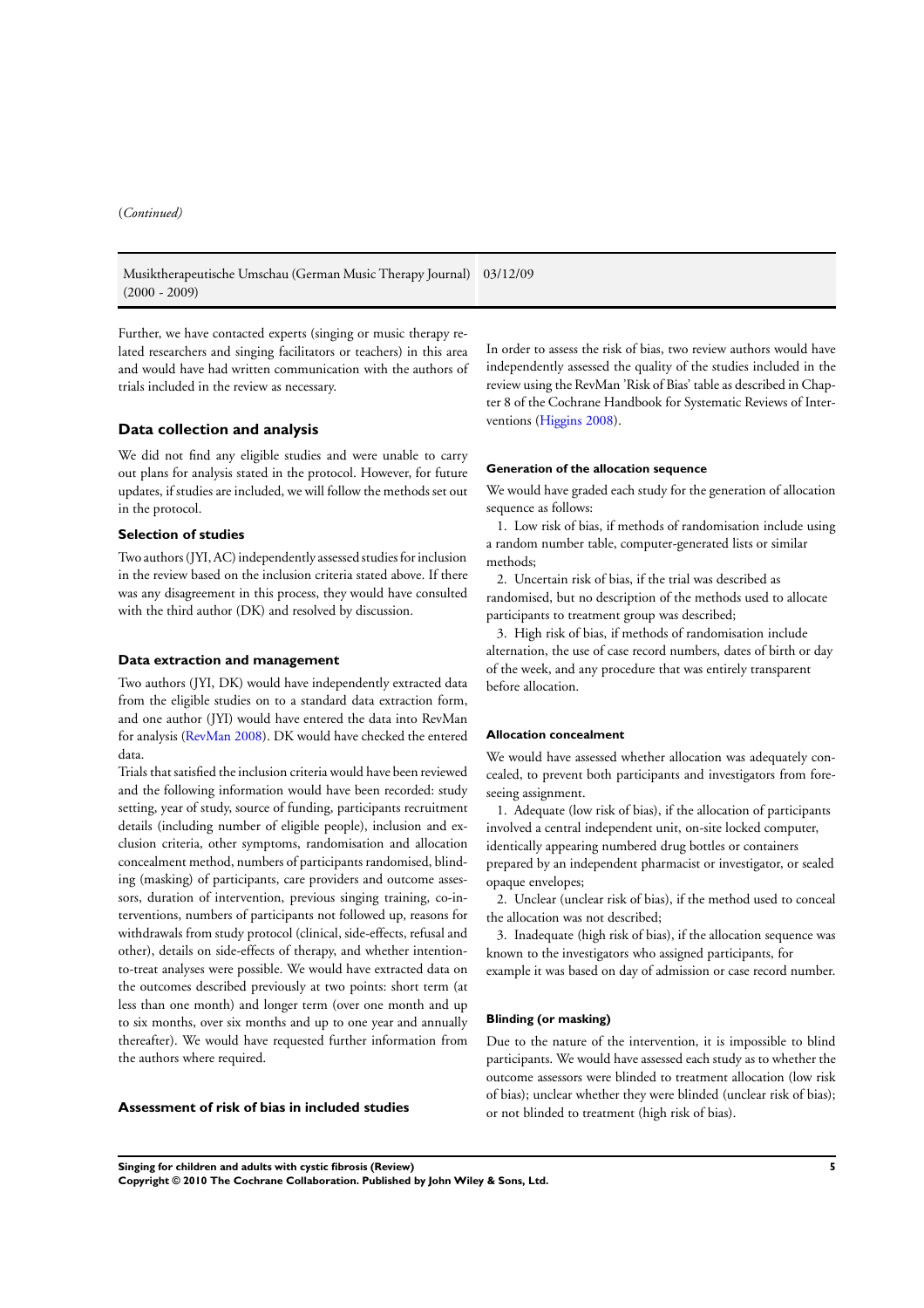(*Continued)*

| | |
|---|---|
| Musiktherapeutische Umschau (German Music Therapy Journal) (2000 - 2009) | 03/12/09 |

Further, we have contacted experts (singing or music therapy related researchers and singing facilitators or teachers) in this area and would have had written communication with the authors of trials included in the review as necessary.

## Data collection and analysis

We did not find any eligible studies and were unable to carry out plans for analysis stated in the protocol. However, for future updates, if studies are included, we will follow the methods set out in the protocol.

### Selection of studies

Two authors (JYI, AC) independently assessed studies for inclusion in the review based on the inclusion criteria stated above. If there was any disagreement in this process, they would have consulted with the third author (DK) and resolved by discussion.

### Data extraction and management

Two authors (JYI, DK) would have independently extracted data from the eligible studies on to a standard data extraction form, and one author (JYI) would have entered the data into RevMan for analysis (RevMan 2008). DK would have checked the entered data.

Trials that satisfied the inclusion criteria would have been reviewed and the following information would have been recorded: study setting, year of study, source of funding, participants recruitment details (including number of eligible people), inclusion and exclusion criteria, other symptoms, randomisation and allocation concealment method, numbers of participants randomised, blinding (masking) of participants, care providers and outcome assessors, duration of intervention, previous singing training, co-interventions, numbers of participants not followed up, reasons for withdrawals from study protocol (clinical, side-effects, refusal and other), details on side-effects of therapy, and whether intention-to-treat analyses were possible. We would have extracted data on the outcomes described previously at two points: short term (at less than one month) and longer term (over one month and up to six months, over six months and up to one year and annually thereafter). We would have requested further information from the authors where required.

### Assessment of risk of bias in included studies

In order to assess the risk of bias, two review authors would have independently assessed the quality of the studies included in the review using the RevMan 'Risk of Bias' table as described in Chapter 8 of the Cochrane Handbook for Systematic Reviews of Interventions (Higgins 2008).

#### Generation of the allocation sequence

We would have graded each study for the generation of allocation sequence as follows:

1. Low risk of bias, if methods of randomisation include using a random number table, computer-generated lists or similar methods;
2. Uncertain risk of bias, if the trial was described as randomised, but no description of the methods used to allocate participants to treatment group was described;
3. High risk of bias, if methods of randomisation include alternation, the use of case record numbers, dates of birth or day of the week, and any procedure that was entirely transparent before allocation.

#### Allocation concealment

We would have assessed whether allocation was adequately concealed, to prevent both participants and investigators from foreseeing assignment.

1. Adequate (low risk of bias), if the allocation of participants involved a central independent unit, on-site locked computer, identically appearing numbered drug bottles or containers prepared by an independent pharmacist or investigator, or sealed opaque envelopes;
2. Unclear (unclear risk of bias), if the method used to conceal the allocation was not described;
3. Inadequate (high risk of bias), if the allocation sequence was known to the investigators who assigned participants, for example it was based on day of admission or case record number.

#### Blinding (or masking)

Due to the nature of the intervention, it is impossible to blind participants. We would have assessed each study as to whether the outcome assessors were blinded to treatment allocation (low risk of bias); unclear whether they were blinded (unclear risk of bias); or not blinded to treatment (high risk of bias).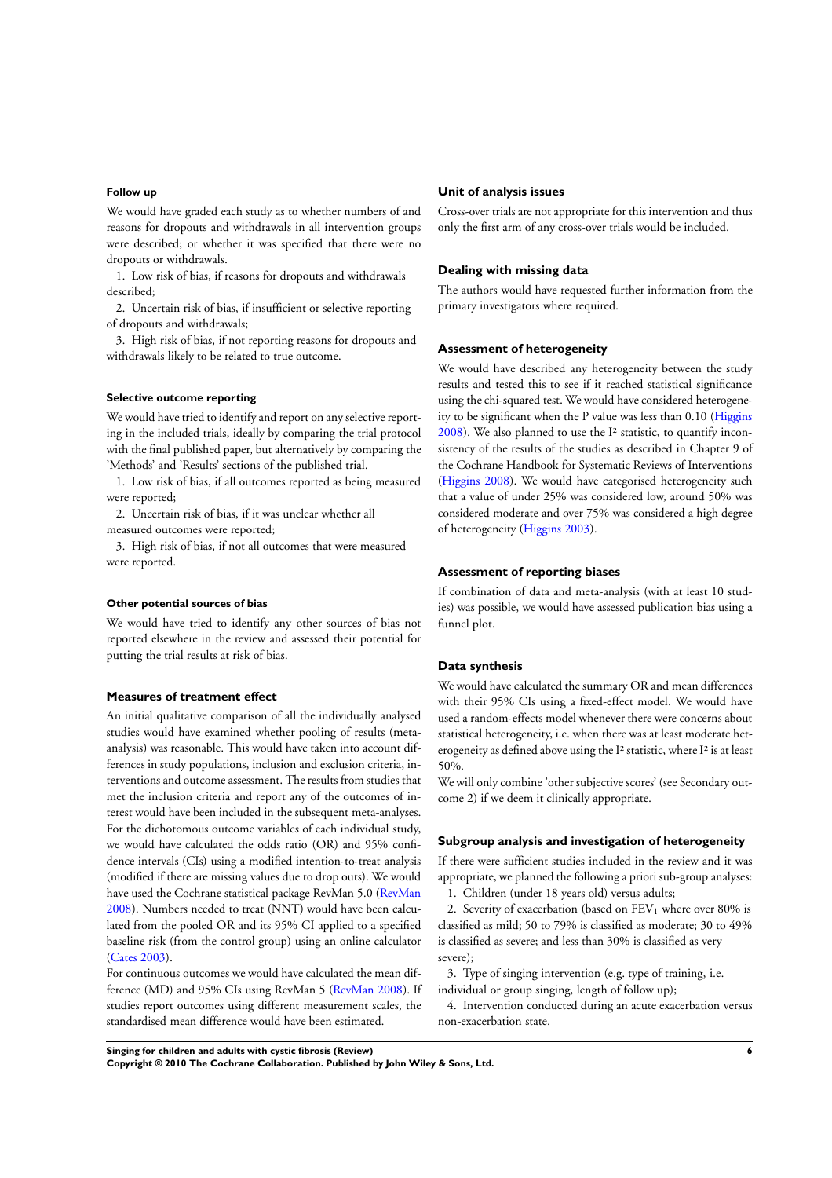#### Follow up

We would have graded each study as to whether numbers of and reasons for dropouts and withdrawals in all intervention groups were described; or whether it was specified that there were no dropouts or withdrawals.

1. Low risk of bias, if reasons for dropouts and withdrawals described;
2. Uncertain risk of bias, if insufficient or selective reporting of dropouts and withdrawals;
3. High risk of bias, if not reporting reasons for dropouts and withdrawals likely to be related to true outcome.

#### Selective outcome reporting

We would have tried to identify and report on any selective reporting in the included trials, ideally by comparing the trial protocol with the final published paper, but alternatively by comparing the 'Methods' and 'Results' sections of the published trial.

1. Low risk of bias, if all outcomes reported as being measured were reported;
2. Uncertain risk of bias, if it was unclear whether all measured outcomes were reported;
3. High risk of bias, if not all outcomes that were measured were reported.

#### Other potential sources of bias

We would have tried to identify any other sources of bias not reported elsewhere in the review and assessed their potential for putting the trial results at risk of bias.

### Measures of treatment effect

An initial qualitative comparison of all the individually analysed studies would have examined whether pooling of results (meta-analysis) was reasonable. This would have taken into account differences in study populations, inclusion and exclusion criteria, interventions and outcome assessment. The results from studies that met the inclusion criteria and report any of the outcomes of interest would have been included in the subsequent meta-analyses. For the dichotomous outcome variables of each individual study, we would have calculated the odds ratio (OR) and 95% confidence intervals (CIs) using a modified intention-to-treat analysis (modified if there are missing values due to drop outs). We would have used the Cochrane statistical package RevMan 5.0 (RevMan 2008). Numbers needed to treat (NNT) would have been calculated from the pooled OR and its 95% CI applied to a specified baseline risk (from the control group) using an online calculator (Cates 2003).

For continuous outcomes we would have calculated the mean difference (MD) and 95% CIs using RevMan 5 (RevMan 2008). If studies report outcomes using different measurement scales, the standardised mean difference would have been estimated.

### Unit of analysis issues

Cross-over trials are not appropriate for this intervention and thus only the first arm of any cross-over trials would be included.

### Dealing with missing data

The authors would have requested further information from the primary investigators where required.

### Assessment of heterogeneity

We would have described any heterogeneity between the study results and tested this to see if it reached statistical significance using the chi-squared test. We would have considered heterogeneity to be significant when the P value was less than 0.10 (Higgins 2008). We also planned to use the $I^2$ statistic, to quantify inconsistency of the results of the studies as described in Chapter 9 of the Cochrane Handbook for Systematic Reviews of Interventions (Higgins 2008). We would have categorised heterogeneity such that a value of under 25% was considered low, around 50% was considered moderate and over 75% was considered a high degree of heterogeneity (Higgins 2003).

### Assessment of reporting biases

If combination of data and meta-analysis (with at least 10 studies) was possible, we would have assessed publication bias using a funnel plot.

### Data synthesis

We would have calculated the summary OR and mean differences with their 95% CIs using a fixed-effect model. We would have used a random-effects model whenever there were concerns about statistical heterogeneity, i.e. when there was at least moderate heterogeneity as defined above using the $I^2$ statistic, where $I^2$ is at least 50%.

We will only combine 'other subjective scores' (see Secondary outcome 2) if we deem it clinically appropriate.

### Subgroup analysis and investigation of heterogeneity

If there were sufficient studies included in the review and it was appropriate, we planned the following a priori sub-group analyses:

1. Children (under 18 years old) versus adults;
2. Severity of exacerbation (based on $FEV_1$ where over 80% is classified as mild; 50 to 79% is classified as moderate; 30 to 49% is classified as severe; and less than 30% is classified as very severe);
3. Type of singing intervention (e.g. type of training, i.e. individual or group singing, length of follow up);
4. Intervention conducted during an acute exacerbation versus non-exacerbation state.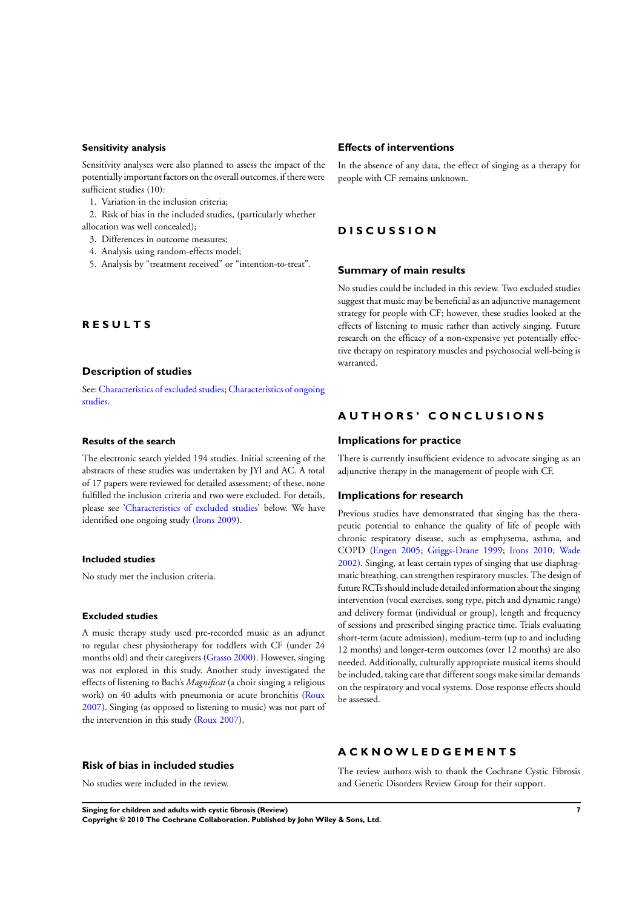### Sensitivity analysis

Sensitivity analyses were also planned to assess the impact of the potentially important factors on the overall outcomes, if there were sufficient studies (10):

1. Variation in the inclusion criteria;
2. Risk of bias in the included studies, (particularly whether allocation was well concealed);
3. Differences in outcome measures;
4. Analysis using random-effects model;
5. Analysis by "treatment received" or "intention-to-treat".

# RESULTS

## Description of studies

See: Characteristics of excluded studies; Characteristics of ongoing studies.

### Results of the search

The electronic search yielded 194 studies. Initial screening of the abstracts of these studies was undertaken by JYI and AC. A total of 17 papers were reviewed for detailed assessment; of these, none fulfilled the inclusion criteria and two were excluded. For details, please see 'Characteristics of excluded studies' below. We have identified one ongoing study (Irons 2009).

### Included studies

No study met the inclusion criteria.

### Excluded studies

A music therapy study used pre-recorded music as an adjunct to regular chest physiotherapy for toddlers with CF (under 24 months old) and their caregivers (Grasso 2000). However, singing was not explored in this study. Another study investigated the effects of listening to Bach's *Magnificat* (a choir singing a religious work) on 40 adults with pneumonia or acute bronchitis (Roux 2007). Singing (as opposed to listening to music) was not part of the intervention in this study (Roux 2007).

## Risk of bias in included studies

No studies were included in the review.

## Effects of interventions

In the absence of any data, the effect of singing as a therapy for people with CF remains unknown.

# DISCUSSION

## Summary of main results

No studies could be included in this review. Two excluded studies suggest that music may be beneficial as an adjunctive management strategy for people with CF; however, these studies looked at the effects of listening to music rather than actively singing. Future research on the efficacy of a non-expensive yet potentially effective therapy on respiratory muscles and psychosocial well-being is warranted.

# AUTHORS' CONCLUSIONS

## Implications for practice

There is currently insufficient evidence to advocate singing as an adjunctive therapy in the management of people with CF.

## Implications for research

Previous studies have demonstrated that singing has the therapeutic potential to enhance the quality of life of people with chronic respiratory disease, such as emphysema, asthma, and COPD (Engen 2005; Griggs-Drane 1999; Irons 2010; Wade 2002). Singing, at least certain types of singing that use diaphragmatic breathing, can strengthen respiratory muscles. The design of future RCTs should include detailed information about the singing intervention (vocal exercises, song type, pitch and dynamic range) and delivery format (individual or group), length and frequency of sessions and prescribed singing practice time. Trials evaluating short-term (acute admission), medium-term (up to and including 12 months) and longer-term outcomes (over 12 months) are also needed. Additionally, culturally appropriate musical items should be included, taking care that different songs make similar demands on the respiratory and vocal systems. Dose response effects should be assessed.

# ACKNOWLEDGEMENTS

The review authors wish to thank the Cochrane Cystic Fibrosis and Genetic Disorders Review Group for their support.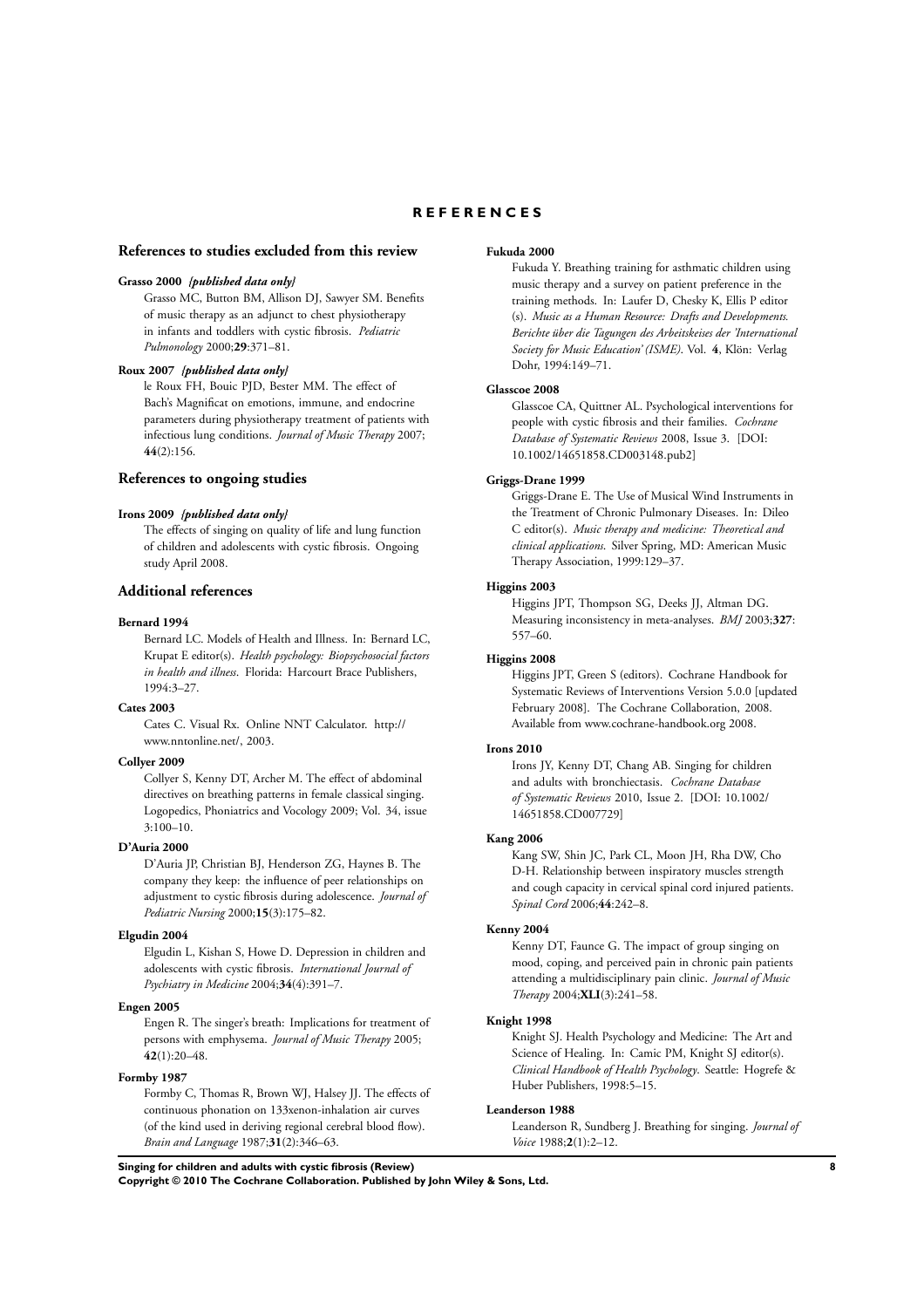# REFERENCES

## References to studies excluded from this review

**Grasso 2000** *{published data only}*

Grasso MC, Button BM, Allison DJ, Sawyer SM. Benefits of music therapy as an adjunct to chest physiotherapy in infants and toddlers with cystic fibrosis. *Pediatric Pulmonology* 2000;**29**:371–81.

**Roux 2007** *{published data only}*

le Roux FH, Bouic PJD, Bester MM. The effect of Bach's Magnificat on emotions, immune, and endocrine parameters during physiotherapy treatment of patients with infectious lung conditions. *Journal of Music Therapy* 2007;**44**(2):156.

## References to ongoing studies

**Irons 2009** *{published data only}*

The effects of singing on quality of life and lung function of children and adolescents with cystic fibrosis. Ongoing study April 2008.

## Additional references

**Bernard 1994**

Bernard LC. Models of Health and Illness. In: Bernard LC, Krupat E editor(s). *Health psychology: Biopsychosocial factors in health and illness*. Florida: Harcourt Brace Publishers, 1994:3–27.

**Cates 2003**

Cates C. Visual Rx. Online NNT Calculator. http://www.nntonline.net/, 2003.

**Collyer 2009**

Collyer S, Kenny DT, Archer M. The effect of abdominal directives on breathing patterns in female classical singing. Logopedics, Phoniatrics and Vocology 2009; Vol. 34, issue 3:100–10.

**D'Auria 2000**

D'Auria JP, Christian BJ, Henderson ZG, Haynes B. The company they keep: the influence of peer relationships on adjustment to cystic fibrosis during adolescence. *Journal of Pediatric Nursing* 2000;**15**(3):175–82.

**Elgudin 2004**

Elgudin L, Kishan S, Howe D. Depression in children and adolescents with cystic fibrosis. *International Journal of Psychiatry in Medicine* 2004;**34**(4):391–7.

**Engen 2005**

Engen R. The singer's breath: Implications for treatment of persons with emphysema. *Journal of Music Therapy* 2005;**42**(1):20–48.

**Formby 1987**

Formby C, Thomas R, Brown WJ, Halsey JJ. The effects of continuous phonation on 133xenon-inhalation air curves (of the kind used in deriving regional cerebral blood flow). *Brain and Language* 1987;**31**(2):346–63.

**Fukuda 2000**

Fukuda Y. Breathing training for asthmatic children using music therapy and a survey on patient preference in the training methods. In: Laufer D, Chesky K, Ellis P editor(s). *Music as a Human Resource: Drafts and Developments. Berichte über die Tagungen des Arbeitskeises der 'International Society for Music Education' (ISME)*. Vol. **4**, Klön: Verlag Dohr, 1994:149–71.

**Glasscoe 2008**

Glasscoe CA, Quittner AL. Psychological interventions for people with cystic fibrosis and their families. *Cochrane Database of Systematic Reviews* 2008, Issue 3. [DOI: 10.1002/14651858.CD003148.pub2]

**Griggs-Drane 1999**

Griggs-Drane E. The Use of Musical Wind Instruments in the Treatment of Chronic Pulmonary Diseases. In: Dileo C editor(s). *Music therapy and medicine: Theoretical and clinical applications*. Silver Spring, MD: American Music Therapy Association, 1999:129–37.

**Higgins 2003**

Higgins JPT, Thompson SG, Deeks JJ, Altman DG. Measuring inconsistency in meta-analyses. *BMJ* 2003;**327**:557–60.

**Higgins 2008**

Higgins JPT, Green S (editors). Cochrane Handbook for Systematic Reviews of Interventions Version 5.0.0 [updated February 2008]. The Cochrane Collaboration, 2008. Available from www.cochrane-handbook.org 2008.

**Irons 2010**

Irons JY, Kenny DT, Chang AB. Singing for children and adults with bronchiectasis. *Cochrane Database of Systematic Reviews* 2010, Issue 2. [DOI: 10.1002/14651858.CD007729]

**Kang 2006**

Kang SW, Shin JC, Park CL, Moon JH, Rha DW, Cho D-H. Relationship between inspiratory muscles strength and cough capacity in cervical spinal cord injured patients. *Spinal Cord* 2006;**44**:242–8.

**Kenny 2004**

Kenny DT, Faunce G. The impact of group singing on mood, coping, and perceived pain in chronic pain patients attending a multidisciplinary pain clinic. *Journal of Music Therapy* 2004;**XLI**(3):241–58.

**Knight 1998**

Knight SJ. Health Psychology and Medicine: The Art and Science of Healing. In: Camic PM, Knight SJ editor(s). *Clinical Handbook of Health Psychology*. Seattle: Hogrefe & Huber Publishers, 1998:5–15.

**Leanderson 1988**

Leanderson R, Sundberg J. Breathing for singing. *Journal of Voice* 1988;**2**(1):2–12.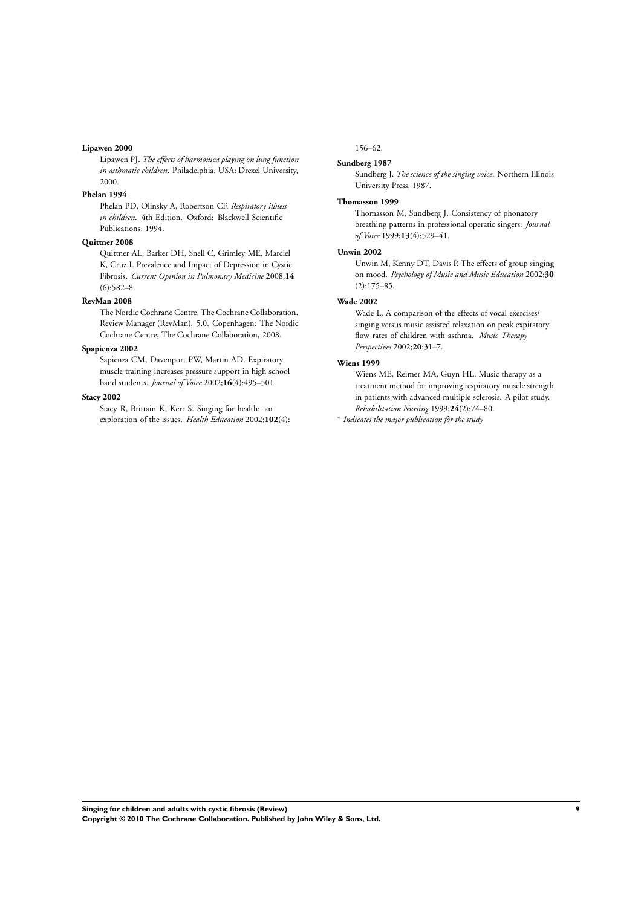**Lipawen 2000**

Lipawen PJ. *The effects of harmonica playing on lung function in asthmatic children*. Philadelphia, USA: Drexel University, 2000.

**Phelan 1994**

Phelan PD, Olinsky A, Robertson CF. *Respiratory illness in children*. 4th Edition. Oxford: Blackwell Scientific Publications, 1994.

**Quittner 2008**

Quittner AL, Barker DH, Snell C, Grimley ME, Marciel K, Cruz I. Prevalence and Impact of Depression in Cystic Fibrosis. *Current Opinion in Pulmonary Medicine* 2008;**14** (6):582–8.

**RevMan 2008**

The Nordic Cochrane Centre, The Cochrane Collaboration. Review Manager (RevMan). 5.0. Copenhagen: The Nordic Cochrane Centre, The Cochrane Collaboration, 2008.

**Spapienza 2002**

Sapienza CM, Davenport PW, Martin AD. Expiratory muscle training increases pressure support in high school band students. *Journal of Voice* 2002;**16**(4):495–501.

**Stacy 2002**

Stacy R, Brittain K, Kerr S. Singing for health: an exploration of the issues. *Health Education* 2002;**102**(4): 156–62.

**Sundberg 1987**

Sundberg J. *The science of the singing voice*. Northern Illinois University Press, 1987.

**Thomasson 1999**

Thomasson M, Sundberg J. Consistency of phonatory breathing patterns in professional operatic singers. *Journal of Voice* 1999;**13**(4):529–41.

**Unwin 2002**

Unwin M, Kenny DT, Davis P. The effects of group singing on mood. *Psychology of Music and Music Education* 2002;**30** (2):175–85.

**Wade 2002**

Wade L. A comparison of the effects of vocal exercises/singing versus music assisted relaxation on peak expiratory flow rates of children with asthma. *Music Therapy Perspectives* 2002;**20**:31–7.

**Wiens 1999**

Wiens ME, Reimer MA, Guyn HL. Music therapy as a treatment method for improving respiratory muscle strength in patients with advanced multiple sclerosis. A pilot study. *Rehabilitation Nursing* 1999;**24**(2):74–80.

\* *Indicates the major publication for the study*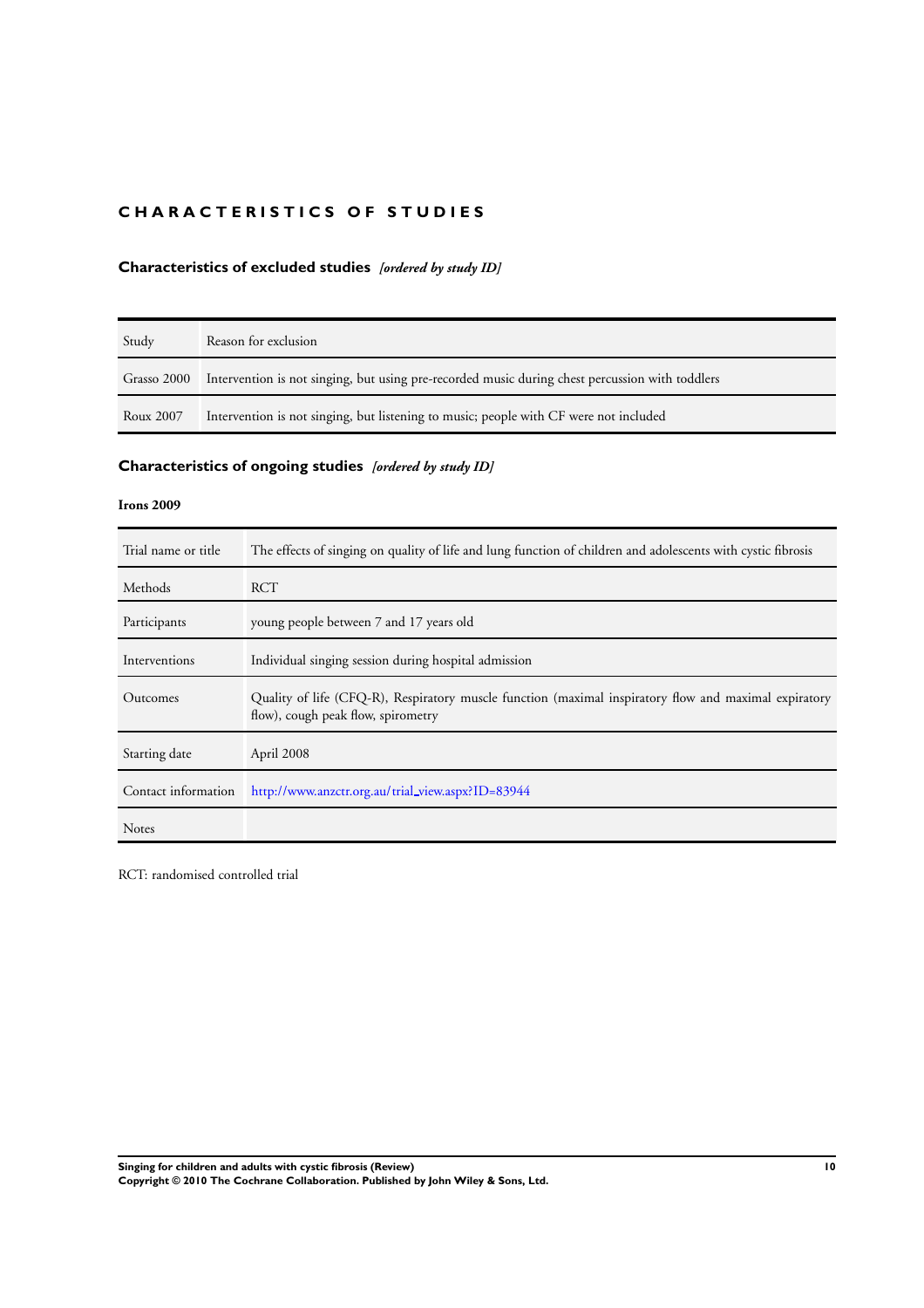# CHARACTERISTICS OF STUDIES

## Characteristics of excluded studies *[ordered by study ID]*

| Study | Reason for exclusion |
|---|---|
| Grasso 2000 | Intervention is not singing, but using pre-recorded music during chest percussion with toddlers |
| Roux 2007 | Intervention is not singing, but listening to music; people with CF were not included |

## Characteristics of ongoing studies *[ordered by study ID]*

**Irons 2009**

| | |
|---|---|
| Trial name or title | The effects of singing on quality of life and lung function of children and adolescents with cystic fibrosis |
| Methods | RCT |
| Participants | young people between 7 and 17 years old |
| Interventions | Individual singing session during hospital admission |
| Outcomes | Quality of life (CFQ-R), Respiratory muscle function (maximal inspiratory flow and maximal expiratory flow), cough peak flow, spirometry |
| Starting date | April 2008 |
| Contact information | http://www.anzctr.org.au/trial_view.aspx?ID=83944 |
| Notes | |

RCT: randomised controlled trial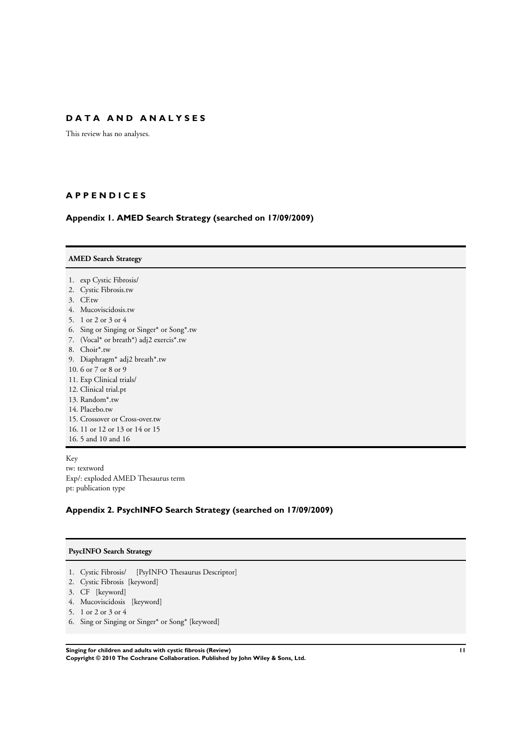## DATA AND ANALYSES

This review has no analyses.

## APPENDICES

### Appendix 1. AMED Search Strategy (searched on 17/09/2009)

**AMED Search Strategy**

1. exp Cystic Fibrosis/
2. Cystic Fibrosis.tw
3. CF.tw
4. Mucoviscidosis.tw
5. 1 or 2 or 3 or 4
6. Sing or Singing or Singer* or Song*.tw
7. (Vocal* or breath*) adj2 exercis*.tw
8. Choir*.tw
9. Diaphragm* adj2 breath*.tw
10. 6 or 7 or 8 or 9
11. Exp Clinical trials/
12. Clinical trial.pt
13. Random*.tw
14. Placebo.tw
15. Crossover or Cross-over.tw
16. 11 or 12 or 13 or 14 or 15
16. 5 and 10 and 16

Key
tw: textword
Exp/: exploded AMED Thesaurus term
pt: publication type

### Appendix 2. PsychINFO Search Strategy (searched on 17/09/2009)

**PsycINFO Search Strategy**

1. Cystic Fibrosis/ [PsyINFO Thesaurus Descriptor]
2. Cystic Fibrosis [keyword]
3. CF [keyword]
4. Mucoviscidosis [keyword]
5. 1 or 2 or 3 or 4
6. Sing or Singing or Singer* or Song* [keyword]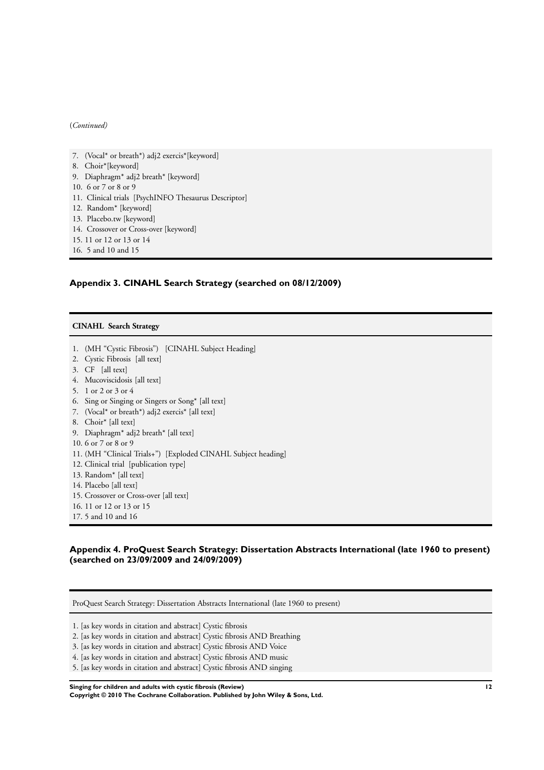(*Continued)*

7. (Vocal* or breath*) adj2 exercis*[keyword]
8. Choir*[keyword]
9. Diaphragm* adj2 breath* [keyword]
10. 6 or 7 or 8 or 9
11. Clinical trials [PsychINFO Thesaurus Descriptor]
12. Random* [keyword]
13. Placebo.tw [keyword]
14. Crossover or Cross-over [keyword]
15. 11 or 12 or 13 or 14
16. 5 and 10 and 15

### Appendix 3. CINAHL Search Strategy (searched on 08/12/2009)

**CINAHL Search Strategy**

1. (MH "Cystic Fibrosis") [CINAHL Subject Heading]
2. Cystic Fibrosis [all text]
3. CF [all text]
4. Mucoviscidosis [all text]
5. 1 or 2 or 3 or 4
6. Sing or Singing or Singers or Song* [all text]
7. (Vocal* or breath*) adj2 exercis* [all text]
8. Choir* [all text]
9. Diaphragm* adj2 breath* [all text]
10. 6 or 7 or 8 or 9
11. (MH "Clinical Trials+") [Exploded CINAHL Subject heading]
12. Clinical trial [publication type]
13. Random* [all text]
14. Placebo [all text]
15. Crossover or Cross-over [all text]
16. 11 or 12 or 13 or 15
17. 5 and 10 and 16

### Appendix 4. ProQuest Search Strategy: Dissertation Abstracts International (late 1960 to present) (searched on 23/09/2009 and 24/09/2009)

ProQuest Search Strategy: Dissertation Abstracts International (late 1960 to present)

1. [as key words in citation and abstract] Cystic fibrosis
2. [as key words in citation and abstract] Cystic fibrosis AND Breathing
3. [as key words in citation and abstract] Cystic fibrosis AND Voice
4. [as key words in citation and abstract] Cystic fibrosis AND music
5. [as key words in citation and abstract] Cystic fibrosis AND singing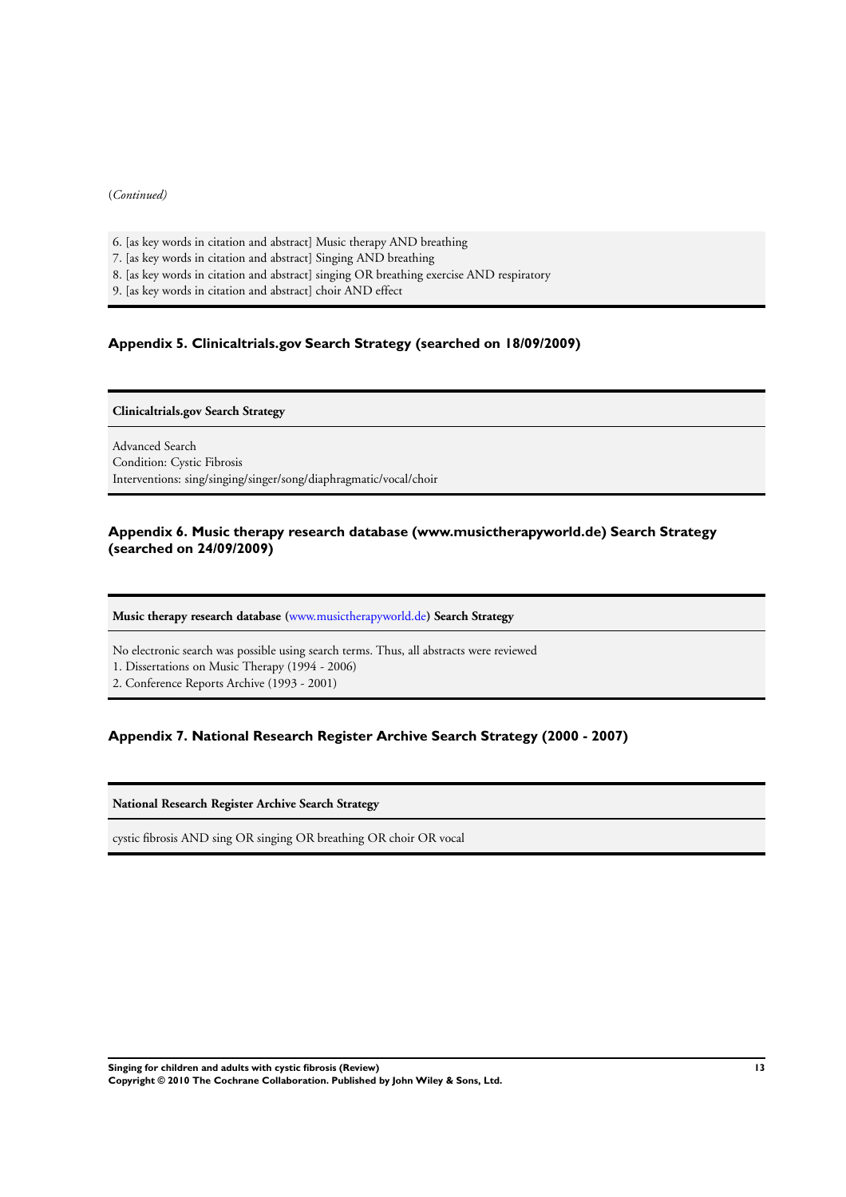(*Continued)*

6. [as key words in citation and abstract] Music therapy AND breathing
7. [as key words in citation and abstract] Singing AND breathing
8. [as key words in citation and abstract] singing OR breathing exercise AND respiratory
9. [as key words in citation and abstract] choir AND effect

### Appendix 5. Clinicaltrials.gov Search Strategy (searched on 18/09/2009)

| **Clinicaltrials.gov Search Strategy** |
| --- |
| Advanced Search<br>Condition: Cystic Fibrosis<br>Interventions: sing/singing/singer/song/diaphragmatic/vocal/choir |

### Appendix 6. Music therapy research database (www.musictherapyworld.de) Search Strategy (searched on 24/09/2009)

| **Music therapy research database (www.musictherapyworld.de) Search Strategy** |
| --- |
| No electronic search was possible using search terms. Thus, all abstracts were reviewed<br>1. Dissertations on Music Therapy (1994 - 2006)<br>2. Conference Reports Archive (1993 - 2001) |

### Appendix 7. National Research Register Archive Search Strategy (2000 - 2007)

| **National Research Register Archive Search Strategy** |
| --- |
| cystic fibrosis AND sing OR singing OR breathing OR choir OR vocal |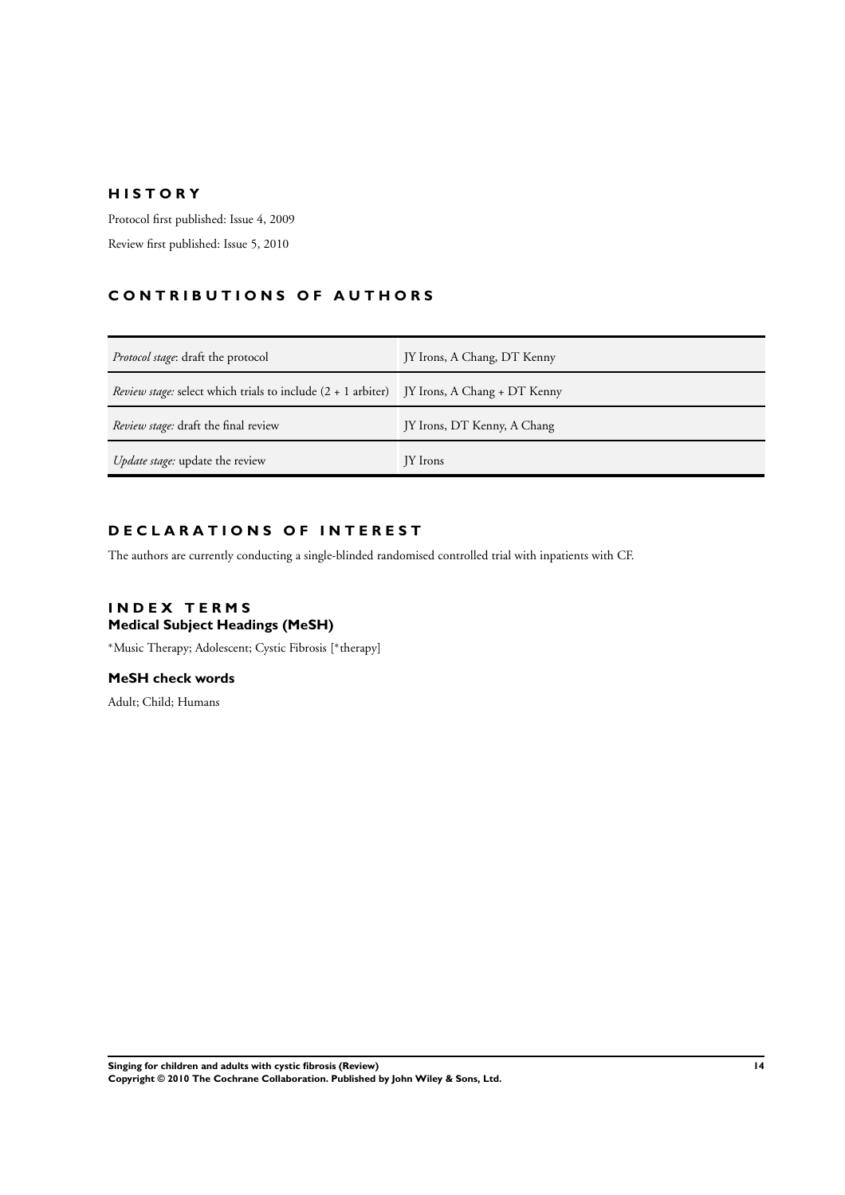## HISTORY

Protocol first published: Issue 4, 2009

Review first published: Issue 5, 2010

## CONTRIBUTIONS OF AUTHORS

| | |
|---|---|
| *Protocol stage*: draft the protocol | JY Irons, A Chang, DT Kenny |
| *Review stage:* select which trials to include (2 + 1 arbiter) | JY Irons, A Chang + DT Kenny |
| *Review stage:* draft the final review | JY Irons, DT Kenny, A Chang |
| *Update stage:* update the review | JY Irons |

## DECLARATIONS OF INTEREST

The authors are currently conducting a single-blinded randomised controlled trial with inpatients with CF.

## INDEX TERMS

### Medical Subject Headings (MeSH)

*Music Therapy; Adolescent; Cystic Fibrosis [*therapy]

### MeSH check words

Adult; Child; Humans